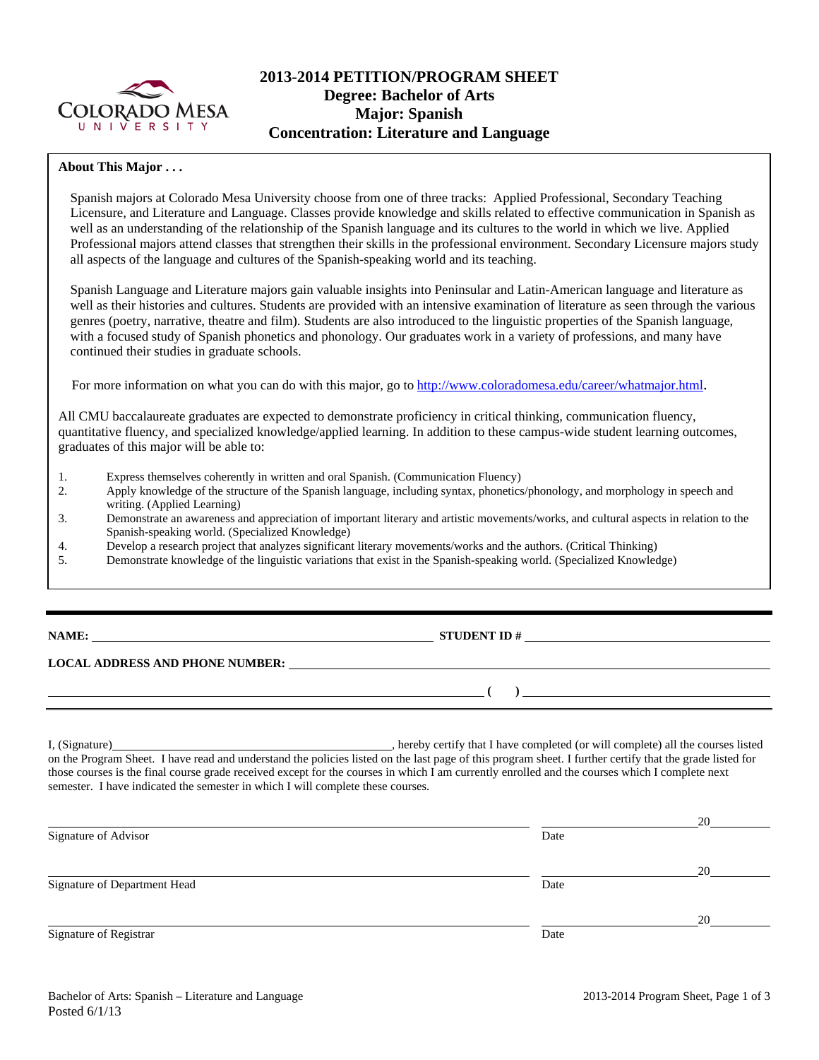# 2013-2014 PETITION/PROGRAM SHEET
## Degree: Bachelor of Arts
## Major: Spanish
## Concentration: Literature and Language

**About This Major . . .**

Spanish majors at Colorado Mesa University choose from one of three tracks: Applied Professional, Secondary Teaching Licensure, and Literature and Language. Classes provide knowledge and skills related to effective communication in Spanish as well as an understanding of the relationship of the Spanish language and its cultures to the world in which we live. Applied Professional majors attend classes that strengthen their skills in the professional environment. Secondary Licensure majors study all aspects of the language and cultures of the Spanish-speaking world and its teaching.

Spanish Language and Literature majors gain valuable insights into Peninsular and Latin-American language and literature as well as their histories and cultures. Students are provided with an intensive examination of literature as seen through the various genres (poetry, narrative, theatre and film). Students are also introduced to the linguistic properties of the Spanish language, with a focused study of Spanish phonetics and phonology. Our graduates work in a variety of professions, and many have continued their studies in graduate schools.

For more information on what you can do with this major, go to http://www.coloradomesa.edu/career/whatmajor.html.

All CMU baccalaureate graduates are expected to demonstrate proficiency in critical thinking, communication fluency, quantitative fluency, and specialized knowledge/applied learning. In addition to these campus-wide student learning outcomes, graduates of this major will be able to:

1. Express themselves coherently in written and oral Spanish. (Communication Fluency)
2. Apply knowledge of the structure of the Spanish language, including syntax, phonetics/phonology, and morphology in speech and writing. (Applied Learning)
3. Demonstrate an awareness and appreciation of important literary and artistic movements/works, and cultural aspects in relation to the Spanish-speaking world. (Specialized Knowledge)
4. Develop a research project that analyzes significant literary movements/works and the authors. (Critical Thinking)
5. Demonstrate knowledge of the linguistic variations that exist in the Spanish-speaking world. (Specialized Knowledge)

---

**NAME:** ______________________________ **STUDENT ID #** ______________________________

**LOCAL ADDRESS AND PHONE NUMBER:** ______________________________

______________________________ **( )** ______________________________

I, (Signature)______________________________, hereby certify that I have completed (or will complete) all the courses listed on the Program Sheet. I have read and understand the policies listed on the last page of this program sheet. I further certify that the grade listed for those courses is the final course grade received except for the courses in which I am currently enrolled and the courses which I complete next semester. I have indicated the semester in which I will complete these courses.

______________________________ ______________20______
Signature of Advisor Date

______________________________ ______________20______
Signature of Department Head Date

______________________________ ______________20______
Signature of Registrar Date

Posted 6/1/13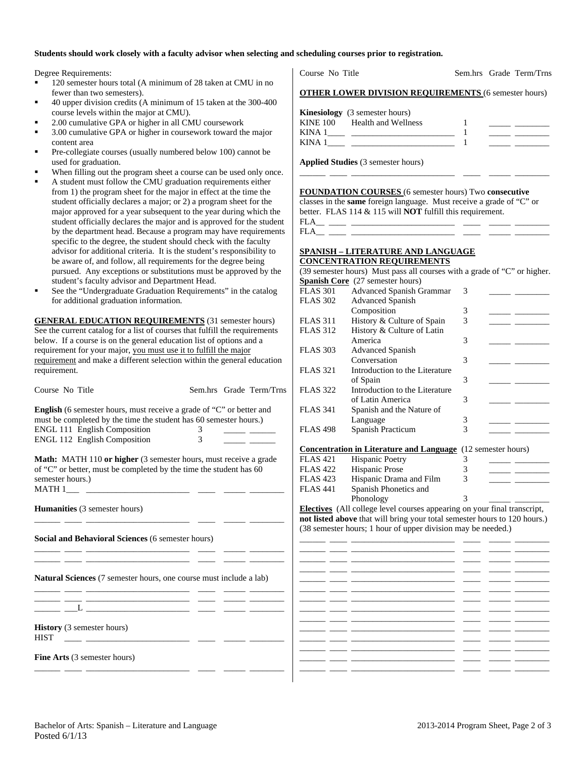**Students should work closely with a faculty advisor when selecting and scheduling courses prior to registration.**

Degree Requirements:

- 120 semester hours total (A minimum of 28 taken at CMU in no fewer than two semesters).
- 40 upper division credits (A minimum of 15 taken at the 300-400 course levels within the major at CMU).
- 2.00 cumulative GPA or higher in all CMU coursework
- 3.00 cumulative GPA or higher in coursework toward the major content area
- Pre-collegiate courses (usually numbered below 100) cannot be used for graduation.
- When filling out the program sheet a course can be used only once.
- A student must follow the CMU graduation requirements either from 1) the program sheet for the major in effect at the time the student officially declares a major; or 2) a program sheet for the major approved for a year subsequent to the year during which the student officially declares the major and is approved for the student by the department head. Because a program may have requirements specific to the degree, the student should check with the faculty advisor for additional criteria. It is the student's responsibility to be aware of, and follow, all requirements for the degree being pursued. Any exceptions or substitutions must be approved by the student's faculty advisor and Department Head.
- See the "Undergraduate Graduation Requirements" in the catalog for additional graduation information.

**GENERAL EDUCATION REQUIREMENTS** (31 semester hours) See the current catalog for a list of courses that fulfill the requirements below. If a course is on the general education list of options and a requirement for your major, you must use it to fulfill the major requirement and make a different selection within the general education requirement.

| Course No | Title | Sem.hrs | Grade | Term/Trns |
|---|---|---|---|---|
| **English** (6 semester hours, must receive a grade of "C" or better and must be completed by the time the student has 60 semester hours.) | | | | |
| ENGL 111 | English Composition | 3 | | |
| ENGL 112 | English Composition | 3 | | |
| **Math:** MATH 110 **or higher** (3 semester hours, must receive a grade of "C" or better, must be completed by the time the student has 60 semester hours.) | | | | |
| MATH 1___ | | | | |
| **Humanities** (3 semester hours) | | | | |
| | | | | |
| **Social and Behavioral Sciences** (6 semester hours) | | | | |
| | | | | |
| | | | | |
| **Natural Sciences** (7 semester hours, one course must include a lab) | | | | |
| | | | | |
| | | | | |
| ___L | | | | |
| **History** (3 semester hours) | | | | |
| HIST | | | | |
| **Fine Arts** (3 semester hours) | | | | |
| | | | | |

| Course No | Title | Sem.hrs | Grade | Term/Trns |
|---|---|---|---|---|
| **OTHER LOWER DIVISION REQUIREMENTS** (6 semester hours) | | | | |
| **Kinesiology** (3 semester hours) | | | | |
| KINE 100 | Health and Wellness | 1 | | |
| KINA 1____ | | 1 | | |
| KINA 1____ | | 1 | | |
| **Applied Studies** (3 semester hours) | | | | |
| | | | | |

**FOUNDATION COURSES** (6 semester hours) Two **consecutive** classes in the **same** foreign language. Must receive a grade of "C" or better. FLAS 114 & 115 will **NOT** fulfill this requirement.

| Course No | Title | Sem.hrs | Grade | Term/Trns |
|---|---|---|---|---|
| FLA__ | | | | |
| FLA__ | | | | |

**SPANISH – LITERATURE AND LANGUAGE CONCENTRATION REQUIREMENTS**
(39 semester hours) Must pass all courses with a grade of "C" or higher.

**Spanish Core** (27 semester hours)

| Course No | Title | Sem.hrs | Grade | Term/Trns |
|---|---|---|---|---|
| FLAS 301 | Advanced Spanish Grammar | 3 | | |
| FLAS 302 | Advanced Spanish Composition | 3 | | |
| FLAS 311 | History & Culture of Spain | 3 | | |
| FLAS 312 | History & Culture of Latin America | 3 | | |
| FLAS 303 | Advanced Spanish Conversation | 3 | | |
| FLAS 321 | Introduction to the Literature of Spain | 3 | | |
| FLAS 322 | Introduction to the Literature of Latin America | 3 | | |
| FLAS 341 | Spanish and the Nature of Language | 3 | | |
| FLAS 498 | Spanish Practicum | 3 | | |

**Concentration in Literature and Language** (12 semester hours)

| Course No | Title | Sem.hrs | Grade | Term/Trns |
|---|---|---|---|---|
| FLAS 421 | Hispanic Poetry | 3 | | |
| FLAS 422 | Hispanic Prose | 3 | | |
| FLAS 423 | Hispanic Drama and Film | 3 | | |
| FLAS 441 | Spanish Phonetics and Phonology | 3 | | |

**Electives** (All college level courses appearing on your final transcript, **not listed above** that will bring your total semester hours to 120 hours.) (38 semester hours; 1 hour of upper division may be needed.)

| Course No | Title | Sem.hrs | Grade | Term/Trns |
|---|---|---|---|---|
| | | | | |
| | | | | |
| | | | | |
| | | | | |
| | | | | |
| | | | | |
| | | | | |
| | | | | |
| | | | | |
| | | | | |
| | | | | |
| | | | | |
| | | | | |
| | | | | |

Bachelor of Arts: Spanish – Literature and Language
Posted 6/1/13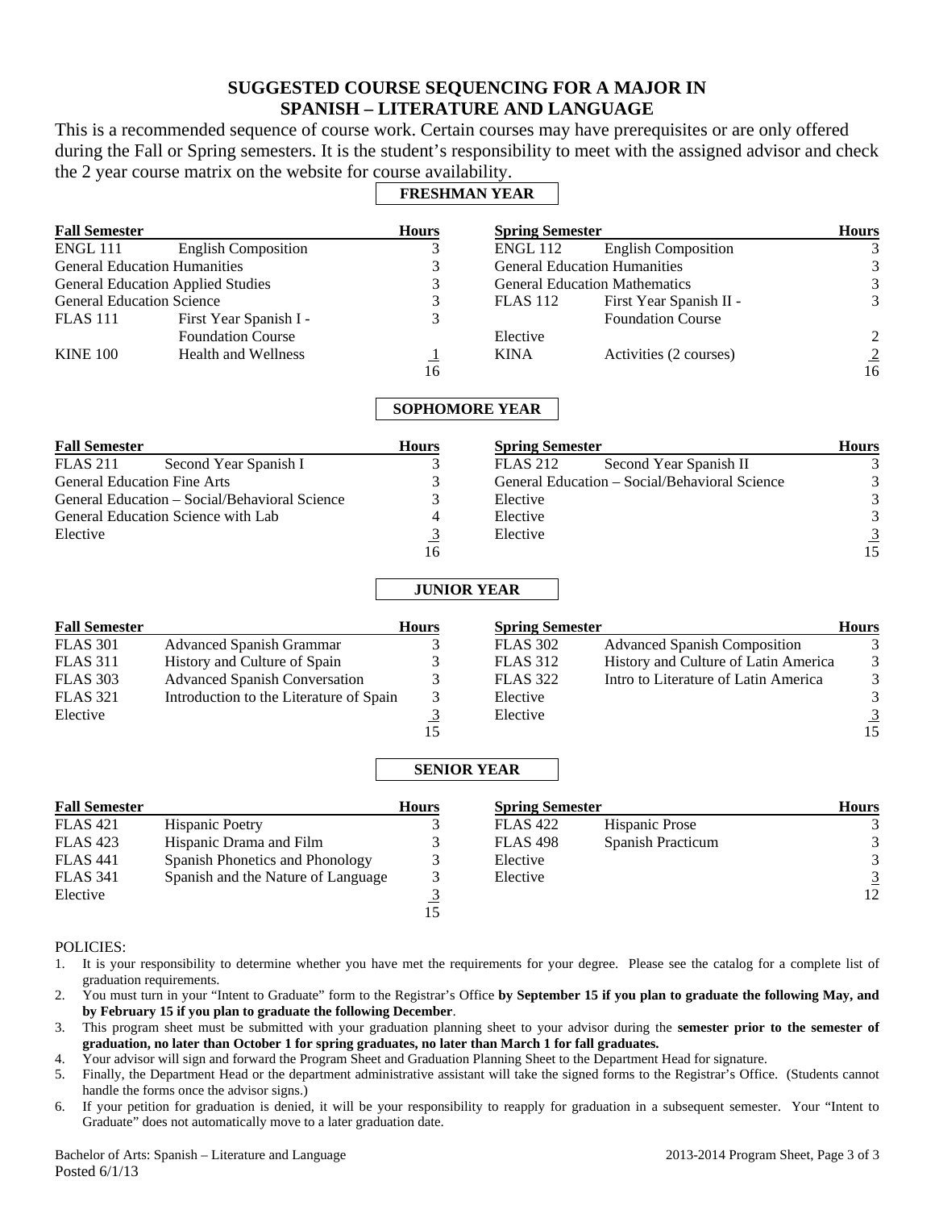# SUGGESTED COURSE SEQUENCING FOR A MAJOR IN SPANISH – LITERATURE AND LANGUAGE

This is a recommended sequence of course work. Certain courses may have prerequisites or are only offered during the Fall or Spring semesters. It is the student's responsibility to meet with the assigned advisor and check the 2 year course matrix on the website for course availability.

## FRESHMAN YEAR

| Fall Semester | | Hours | Spring Semester | | Hours |
|---|---|---|---|---|---|
| ENGL 111 | English Composition | 3 | ENGL 112 | English Composition | 3 |
| General Education Humanities | | 3 | General Education Humanities | | 3 |
| General Education Applied Studies | | 3 | General Education Mathematics | | 3 |
| General Education Science | | 3 | FLAS 112 | First Year Spanish II - Foundation Course | 3 |
| FLAS 111 | First Year Spanish I - Foundation Course | 3 | Elective | | 2 |
| KINE 100 | Health and Wellness | 1 | KINA | Activities (2 courses) | 2 |
| | | 16 | | | 16 |

## SOPHOMORE YEAR

| Fall Semester | | Hours | Spring Semester | | Hours |
|---|---|---|---|---|---|
| FLAS 211 | Second Year Spanish I | 3 | FLAS 212 | Second Year Spanish II | 3 |
| General Education Fine Arts | | 3 | General Education – Social/Behavioral Science | | 3 |
| General Education – Social/Behavioral Science | | 3 | Elective | | 3 |
| General Education Science with Lab | | 4 | Elective | | 3 |
| Elective | | 3 | Elective | | 3 |
| | | 16 | | | 15 |

## JUNIOR YEAR

| Fall Semester | | Hours | Spring Semester | | Hours |
|---|---|---|---|---|---|
| FLAS 301 | Advanced Spanish Grammar | 3 | FLAS 302 | Advanced Spanish Composition | 3 |
| FLAS 311 | History and Culture of Spain | 3 | FLAS 312 | History and Culture of Latin America | 3 |
| FLAS 303 | Advanced Spanish Conversation | 3 | FLAS 322 | Intro to Literature of Latin America | 3 |
| FLAS 321 | Introduction to the Literature of Spain | 3 | Elective | | 3 |
| Elective | | 3 | Elective | | 3 |
| | | 15 | | | 15 |

## SENIOR YEAR

| Fall Semester | | Hours | Spring Semester | | Hours |
|---|---|---|---|---|---|
| FLAS 421 | Hispanic Poetry | 3 | FLAS 422 | Hispanic Prose | 3 |
| FLAS 423 | Hispanic Drama and Film | 3 | FLAS 498 | Spanish Practicum | 3 |
| FLAS 441 | Spanish Phonetics and Phonology | 3 | Elective | | 3 |
| FLAS 341 | Spanish and the Nature of Language | 3 | Elective | | 3 |
| Elective | | 3 | | | 12 |
| | | 15 | | | |

POLICIES:

1. It is your responsibility to determine whether you have met the requirements for your degree. Please see the catalog for a complete list of graduation requirements.
2. You must turn in your "Intent to Graduate" form to the Registrar's Office **by September 15 if you plan to graduate the following May, and by February 15 if you plan to graduate the following December**.
3. This program sheet must be submitted with your graduation planning sheet to your advisor during the **semester prior to the semester of graduation, no later than October 1 for spring graduates, no later than March 1 for fall graduates.**
4. Your advisor will sign and forward the Program Sheet and Graduation Planning Sheet to the Department Head for signature.
5. Finally, the Department Head or the department administrative assistant will take the signed forms to the Registrar's Office. (Students cannot handle the forms once the advisor signs.)
6. If your petition for graduation is denied, it will be your responsibility to reapply for graduation in a subsequent semester. Your "Intent to Graduate" does not automatically move to a later graduation date.

Bachelor of Arts: Spanish – Literature and Language
Posted 6/1/13